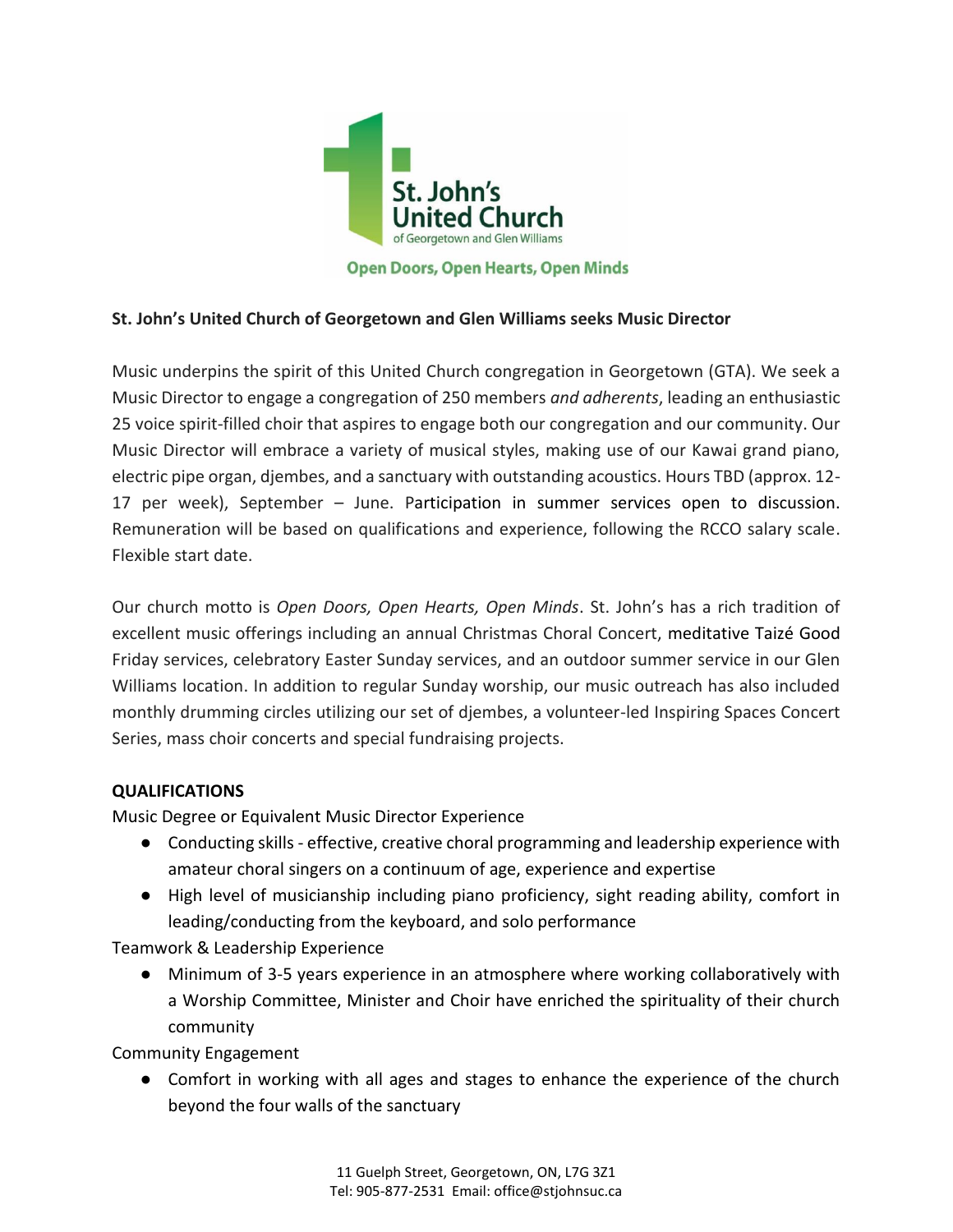St. John's United Church of Georgetown and Glen Williams

Open Doors, Open Hearts, Open Minds

**St. John's United Church of Georgetown and Glen Williams seeks Music Director**

Music underpins the spirit of this United Church congregation in Georgetown (GTA). We seek a Music Director to engage a congregation of 250 members *and adherents*, leading an enthusiastic 25 voice spirit-filled choir that aspires to engage both our congregation and our community. Our Music Director will embrace a variety of musical styles, making use of our Kawai grand piano, electric pipe organ, djembes, and a sanctuary with outstanding acoustics. Hours TBD (approx. 12-17 per week), September – June. Participation in summer services open to discussion. Remuneration will be based on qualifications and experience, following the RCCO salary scale. Flexible start date.

Our church motto is *Open Doors, Open Hearts, Open Minds*. St. John's has a rich tradition of excellent music offerings including an annual Christmas Choral Concert, meditative Taizé Good Friday services, celebratory Easter Sunday services, and an outdoor summer service in our Glen Williams location. In addition to regular Sunday worship, our music outreach has also included monthly drumming circles utilizing our set of djembes, a volunteer-led Inspiring Spaces Concert Series, mass choir concerts and special fundraising projects.

**QUALIFICATIONS**

Music Degree or Equivalent Music Director Experience

- Conducting skills - effective, creative choral programming and leadership experience with amateur choral singers on a continuum of age, experience and expertise
- High level of musicianship including piano proficiency, sight reading ability, comfort in leading/conducting from the keyboard, and solo performance

Teamwork & Leadership Experience

- Minimum of 3-5 years experience in an atmosphere where working collaboratively with a Worship Committee, Minister and Choir have enriched the spirituality of their church community

Community Engagement

- Comfort in working with all ages and stages to enhance the experience of the church beyond the four walls of the sanctuary

11 Guelph Street, Georgetown, ON, L7G 3Z1
Tel: 905-877-2531 Email: office@stjohnsuc.ca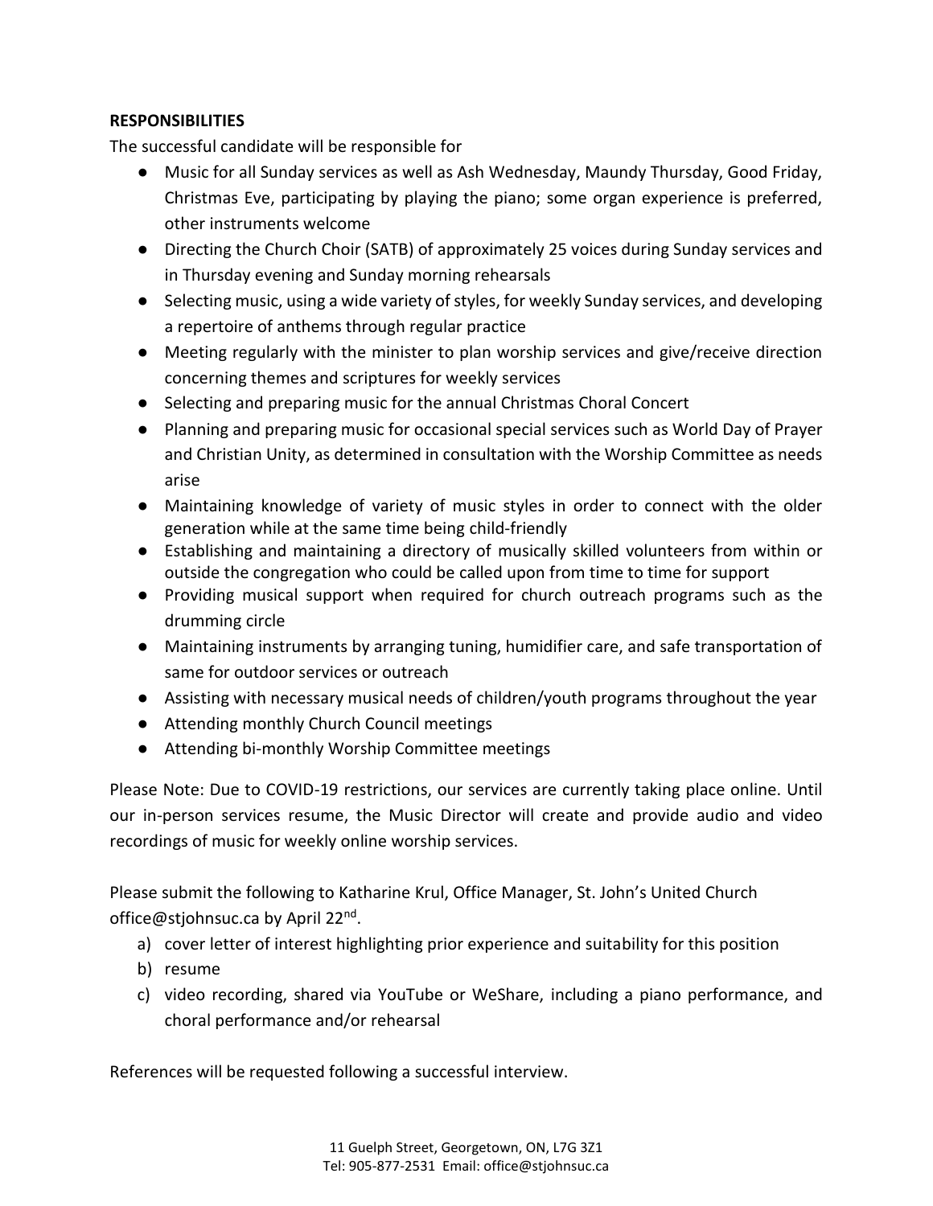**RESPONSIBILITIES**

The successful candidate will be responsible for

- Music for all Sunday services as well as Ash Wednesday, Maundy Thursday, Good Friday, Christmas Eve, participating by playing the piano; some organ experience is preferred, other instruments welcome
- Directing the Church Choir (SATB) of approximately 25 voices during Sunday services and in Thursday evening and Sunday morning rehearsals
- Selecting music, using a wide variety of styles, for weekly Sunday services, and developing a repertoire of anthems through regular practice
- Meeting regularly with the minister to plan worship services and give/receive direction concerning themes and scriptures for weekly services
- Selecting and preparing music for the annual Christmas Choral Concert
- Planning and preparing music for occasional special services such as World Day of Prayer and Christian Unity, as determined in consultation with the Worship Committee as needs arise
- Maintaining knowledge of variety of music styles in order to connect with the older generation while at the same time being child-friendly
- Establishing and maintaining a directory of musically skilled volunteers from within or outside the congregation who could be called upon from time to time for support
- Providing musical support when required for church outreach programs such as the drumming circle
- Maintaining instruments by arranging tuning, humidifier care, and safe transportation of same for outdoor services or outreach
- Assisting with necessary musical needs of children/youth programs throughout the year
- Attending monthly Church Council meetings
- Attending bi-monthly Worship Committee meetings

Please Note: Due to COVID-19 restrictions, our services are currently taking place online. Until our in-person services resume, the Music Director will create and provide audio and video recordings of music for weekly online worship services.

Please submit the following to Katharine Krul, Office Manager, St. John's United Church office@stjohnsuc.ca by April 22nd.

a) cover letter of interest highlighting prior experience and suitability for this position
b) resume
c) video recording, shared via YouTube or WeShare, including a piano performance, and choral performance and/or rehearsal

References will be requested following a successful interview.

11 Guelph Street, Georgetown, ON, L7G 3Z1
Tel: 905-877-2531 Email: office@stjohnsuc.ca